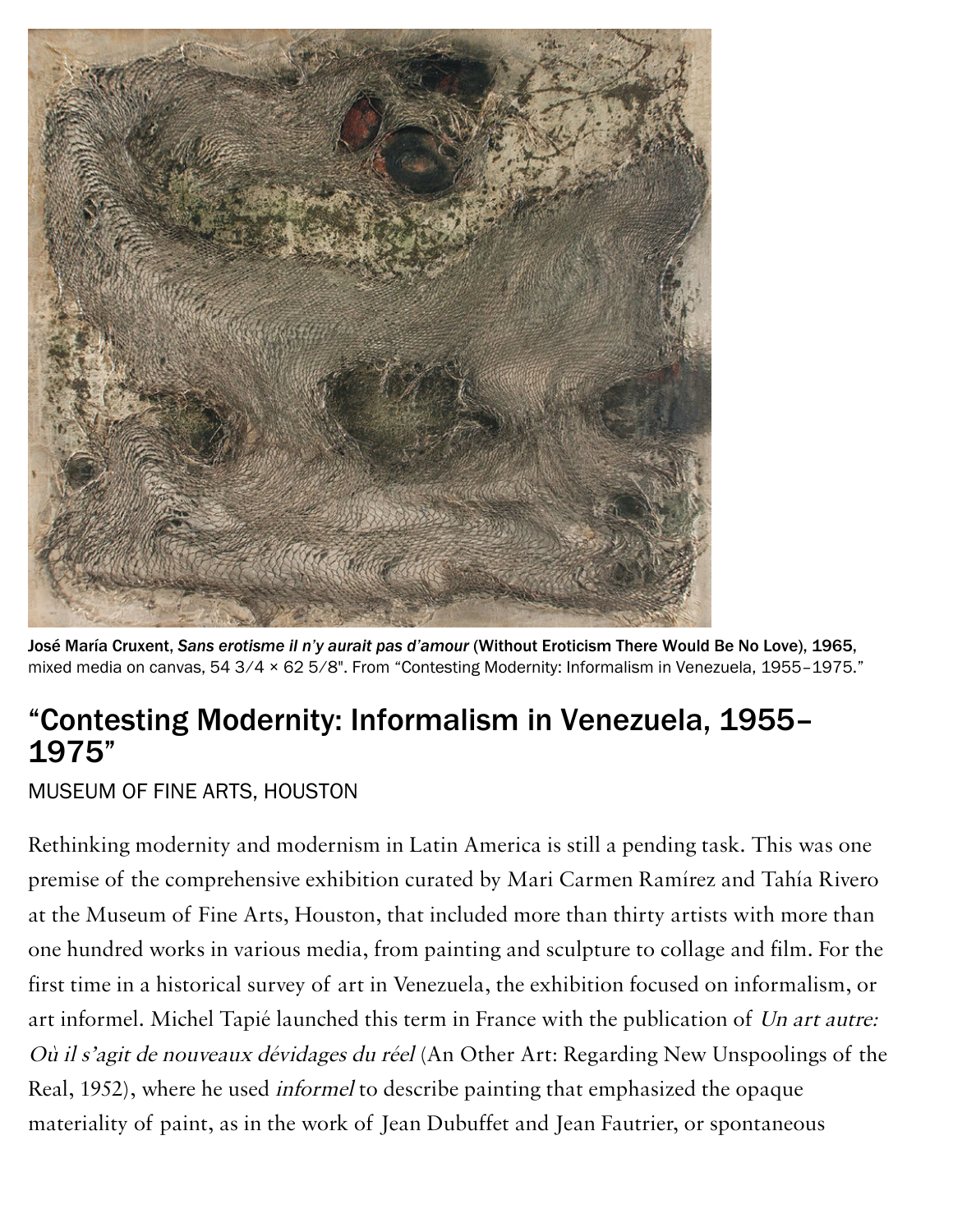José María Cruxent, *Sans erotisme il n'y aurait pas d'amour* (Without Eroticism There Would Be No Love), 1965, mixed media on canvas, 54 3⁄4 × 62 5⁄8". From "Contesting Modernity: Informalism in Venezuela, 1955–1975."

# "Contesting Modernity: Informalism in Venezuela, 1955–1975"

MUSEUM OF FINE ARTS, HOUSTON

Rethinking modernity and modernism in Latin America is still a pending task. This was one premise of the comprehensive exhibition curated by Mari Carmen Ramírez and Tahía Rivero at the Museum of Fine Arts, Houston, that included more than thirty artists with more than one hundred works in various media, from painting and sculpture to collage and film. For the first time in a historical survey of art in Venezuela, the exhibition focused on informalism, or art informel. Michel Tapié launched this term in France with the publication of *Un art autre: Où il s'agit de nouveaux dévidages du réel* (An Other Art: Regarding New Unspoolings of the Real, 1952), where he used *informel* to describe painting that emphasized the opaque materiality of paint, as in the work of Jean Dubuffet and Jean Fautrier, or spontaneous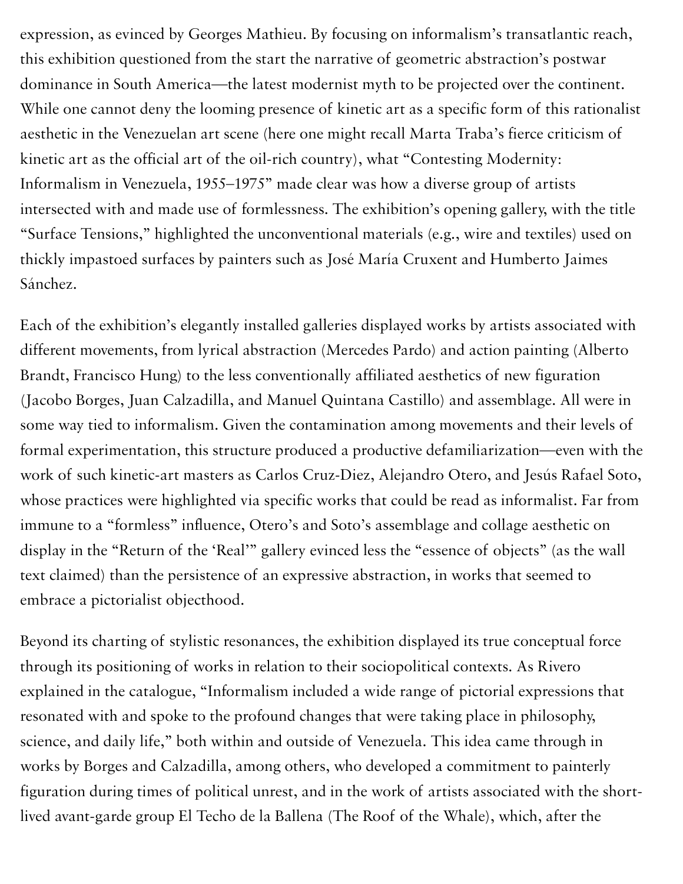expression, as evinced by Georges Mathieu. By focusing on informalism's transatlantic reach, this exhibition questioned from the start the narrative of geometric abstraction's postwar dominance in South America—the latest modernist myth to be projected over the continent. While one cannot deny the looming presence of kinetic art as a specific form of this rationalist aesthetic in the Venezuelan art scene (here one might recall Marta Traba's fierce criticism of kinetic art as the official art of the oil-rich country), what "Contesting Modernity: Informalism in Venezuela, 1955–1975" made clear was how a diverse group of artists intersected with and made use of formlessness. The exhibition's opening gallery, with the title "Surface Tensions," highlighted the unconventional materials (e.g., wire and textiles) used on thickly impastoed surfaces by painters such as José María Cruxent and Humberto Jaimes Sánchez.

Each of the exhibition's elegantly installed galleries displayed works by artists associated with different movements, from lyrical abstraction (Mercedes Pardo) and action painting (Alberto Brandt, Francisco Hung) to the less conventionally affiliated aesthetics of new figuration (Jacobo Borges, Juan Calzadilla, and Manuel Quintana Castillo) and assemblage. All were in some way tied to informalism. Given the contamination among movements and their levels of formal experimentation, this structure produced a productive defamiliarization—even with the work of such kinetic-art masters as Carlos Cruz-Diez, Alejandro Otero, and Jesús Rafael Soto, whose practices were highlighted via specific works that could be read as informalist. Far from immune to a "formless" influence, Otero's and Soto's assemblage and collage aesthetic on display in the "Return of the 'Real'" gallery evinced less the "essence of objects" (as the wall text claimed) than the persistence of an expressive abstraction, in works that seemed to embrace a pictorialist objecthood.

Beyond its charting of stylistic resonances, the exhibition displayed its true conceptual force through its positioning of works in relation to their sociopolitical contexts. As Rivero explained in the catalogue, "Informalism included a wide range of pictorial expressions that resonated with and spoke to the profound changes that were taking place in philosophy, science, and daily life," both within and outside of Venezuela. This idea came through in works by Borges and Calzadilla, among others, who developed a commitment to painterly figuration during times of political unrest, and in the work of artists associated with the short-lived avant-garde group El Techo de la Ballena (The Roof of the Whale), which, after the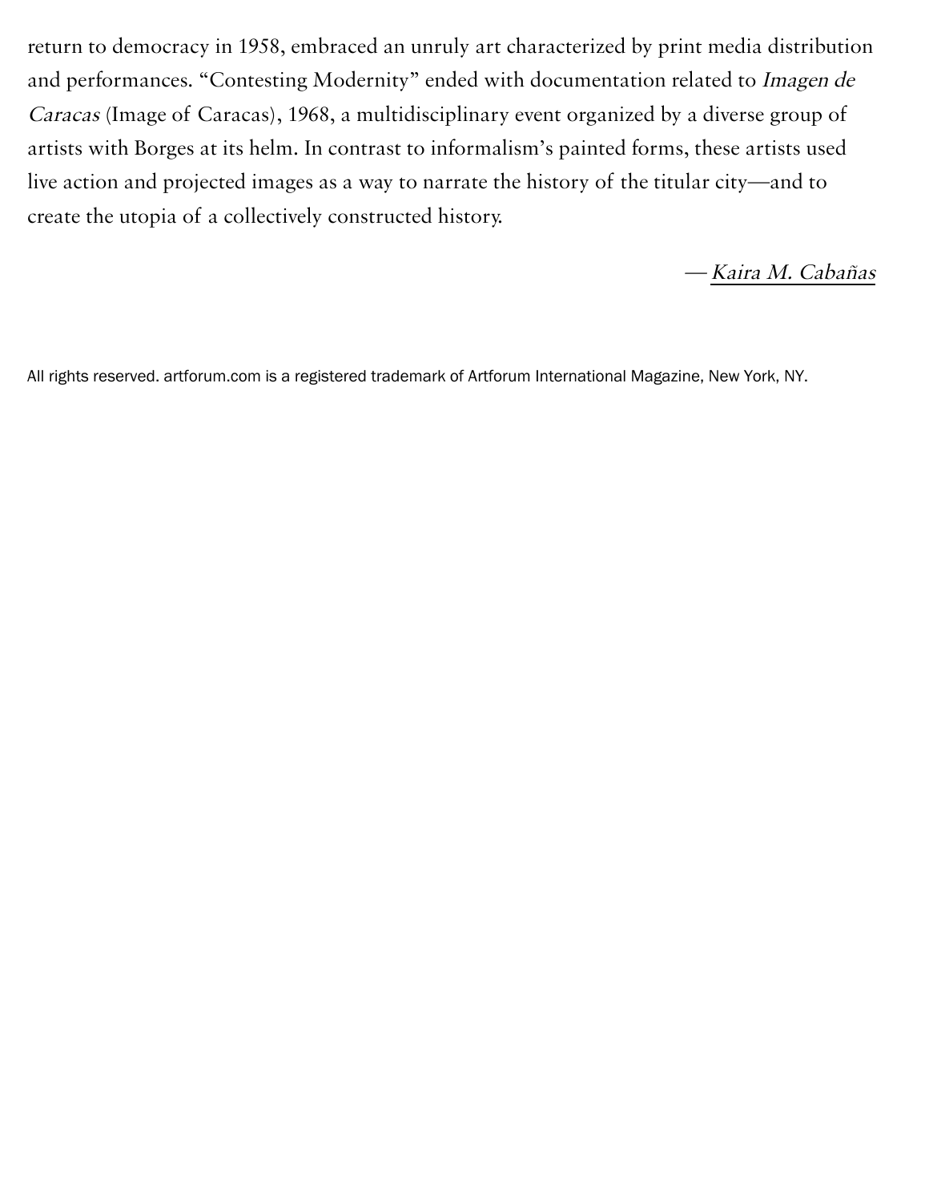return to democracy in 1958, embraced an unruly art characterized by print media distribution and performances. "Contesting Modernity" ended with documentation related to *Imagen de Caracas* (Image of Caracas), 1968, a multidisciplinary event organized by a diverse group of artists with Borges at its helm. In contrast to informalism's painted forms, these artists used live action and projected images as a way to narrate the history of the titular city—and to create the utopia of a collectively constructed history.

—*Kaira M. Cabañas*

All rights reserved. artforum.com is a registered trademark of Artforum International Magazine, New York, NY.